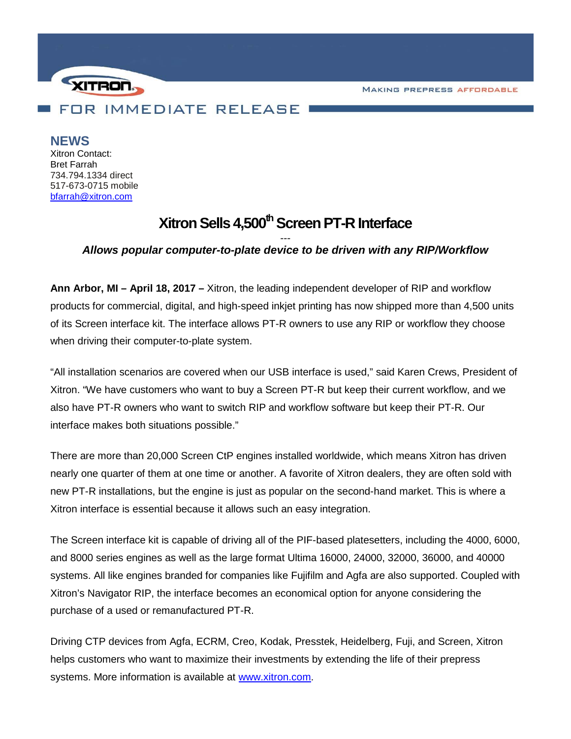XITRON

MAKING PREPRESS AFFORDABLE

FOR IMMEDIATE RELEASE

**NEWS**

Xitron Contact:
Bret Farrah
734.794.1334 direct
517-673-0715 mobile
bfarrah@xitron.com

# Xitron Sells 4,500th Screen PT-R Interface

---

***Allows popular computer-to-plate device to be driven with any RIP/Workflow***

**Ann Arbor, MI – April 18, 2017 –** Xitron, the leading independent developer of RIP and workflow products for commercial, digital, and high-speed inkjet printing has now shipped more than 4,500 units of its Screen interface kit. The interface allows PT-R owners to use any RIP or workflow they choose when driving their computer-to-plate system.

"All installation scenarios are covered when our USB interface is used," said Karen Crews, President of Xitron. "We have customers who want to buy a Screen PT-R but keep their current workflow, and we also have PT-R owners who want to switch RIP and workflow software but keep their PT-R. Our interface makes both situations possible."

There are more than 20,000 Screen CtP engines installed worldwide, which means Xitron has driven nearly one quarter of them at one time or another. A favorite of Xitron dealers, they are often sold with new PT-R installations, but the engine is just as popular on the second-hand market. This is where a Xitron interface is essential because it allows such an easy integration.

The Screen interface kit is capable of driving all of the PIF-based platesetters, including the 4000, 6000, and 8000 series engines as well as the large format Ultima 16000, 24000, 32000, 36000, and 40000 systems. All like engines branded for companies like Fujifilm and Agfa are also supported. Coupled with Xitron's Navigator RIP, the interface becomes an economical option for anyone considering the purchase of a used or remanufactured PT-R.

Driving CTP devices from Agfa, ECRM, Creo, Kodak, Presstek, Heidelberg, Fuji, and Screen, Xitron helps customers who want to maximize their investments by extending the life of their prepress systems. More information is available at www.xitron.com.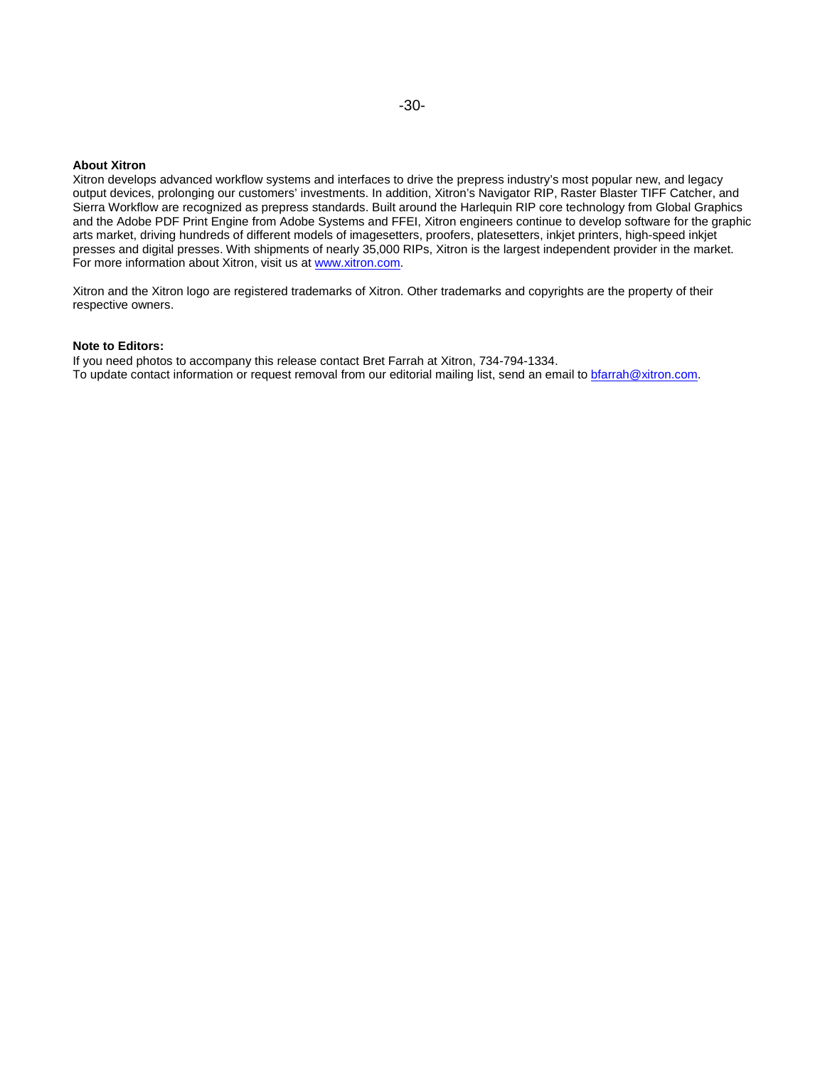-30-

**About Xitron**

Xitron develops advanced workflow systems and interfaces to drive the prepress industry's most popular new, and legacy output devices, prolonging our customers' investments. In addition, Xitron's Navigator RIP, Raster Blaster TIFF Catcher, and Sierra Workflow are recognized as prepress standards. Built around the Harlequin RIP core technology from Global Graphics and the Adobe PDF Print Engine from Adobe Systems and FFEI, Xitron engineers continue to develop software for the graphic arts market, driving hundreds of different models of imagesetters, proofers, platesetters, inkjet printers, high-speed inkjet presses and digital presses. With shipments of nearly 35,000 RIPs, Xitron is the largest independent provider in the market. For more information about Xitron, visit us at www.xitron.com.

Xitron and the Xitron logo are registered trademarks of Xitron. Other trademarks and copyrights are the property of their respective owners.

**Note to Editors:**

If you need photos to accompany this release contact Bret Farrah at Xitron, 734-794-1334.
To update contact information or request removal from our editorial mailing list, send an email to bfarrah@xitron.com.